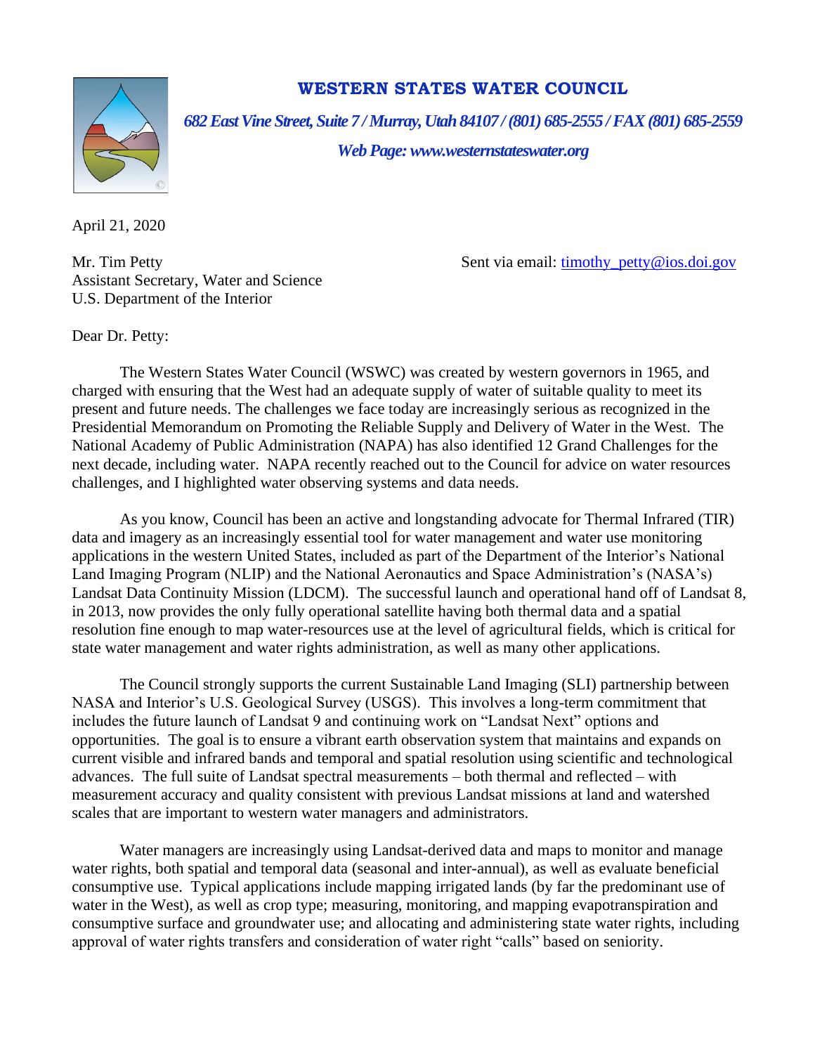# WESTERN STATES WATER COUNCIL

*682 East Vine Street, Suite 7 / Murray, Utah 84107 / (801) 685-2555 / FAX (801) 685-2559*

*Web Page: www.westernstateswater.org*

April 21, 2020

Mr. Tim Petty
Assistant Secretary, Water and Science
U.S. Department of the Interior

Sent via email: timothy_petty@ios.doi.gov

Dear Dr. Petty:

The Western States Water Council (WSWC) was created by western governors in 1965, and charged with ensuring that the West had an adequate supply of water of suitable quality to meet its present and future needs. The challenges we face today are increasingly serious as recognized in the Presidential Memorandum on Promoting the Reliable Supply and Delivery of Water in the West. The National Academy of Public Administration (NAPA) has also identified 12 Grand Challenges for the next decade, including water. NAPA recently reached out to the Council for advice on water resources challenges, and I highlighted water observing systems and data needs.

As you know, Council has been an active and longstanding advocate for Thermal Infrared (TIR) data and imagery as an increasingly essential tool for water management and water use monitoring applications in the western United States, included as part of the Department of the Interior's National Land Imaging Program (NLIP) and the National Aeronautics and Space Administration's (NASA's) Landsat Data Continuity Mission (LDCM). The successful launch and operational hand off of Landsat 8, in 2013, now provides the only fully operational satellite having both thermal data and a spatial resolution fine enough to map water-resources use at the level of agricultural fields, which is critical for state water management and water rights administration, as well as many other applications.

The Council strongly supports the current Sustainable Land Imaging (SLI) partnership between NASA and Interior's U.S. Geological Survey (USGS). This involves a long-term commitment that includes the future launch of Landsat 9 and continuing work on "Landsat Next" options and opportunities. The goal is to ensure a vibrant earth observation system that maintains and expands on current visible and infrared bands and temporal and spatial resolution using scientific and technological advances. The full suite of Landsat spectral measurements – both thermal and reflected – with measurement accuracy and quality consistent with previous Landsat missions at land and watershed scales that are important to western water managers and administrators.

Water managers are increasingly using Landsat-derived data and maps to monitor and manage water rights, both spatial and temporal data (seasonal and inter-annual), as well as evaluate beneficial consumptive use. Typical applications include mapping irrigated lands (by far the predominant use of water in the West), as well as crop type; measuring, monitoring, and mapping evapotranspiration and consumptive surface and groundwater use; and allocating and administering state water rights, including approval of water rights transfers and consideration of water right "calls" based on seniority.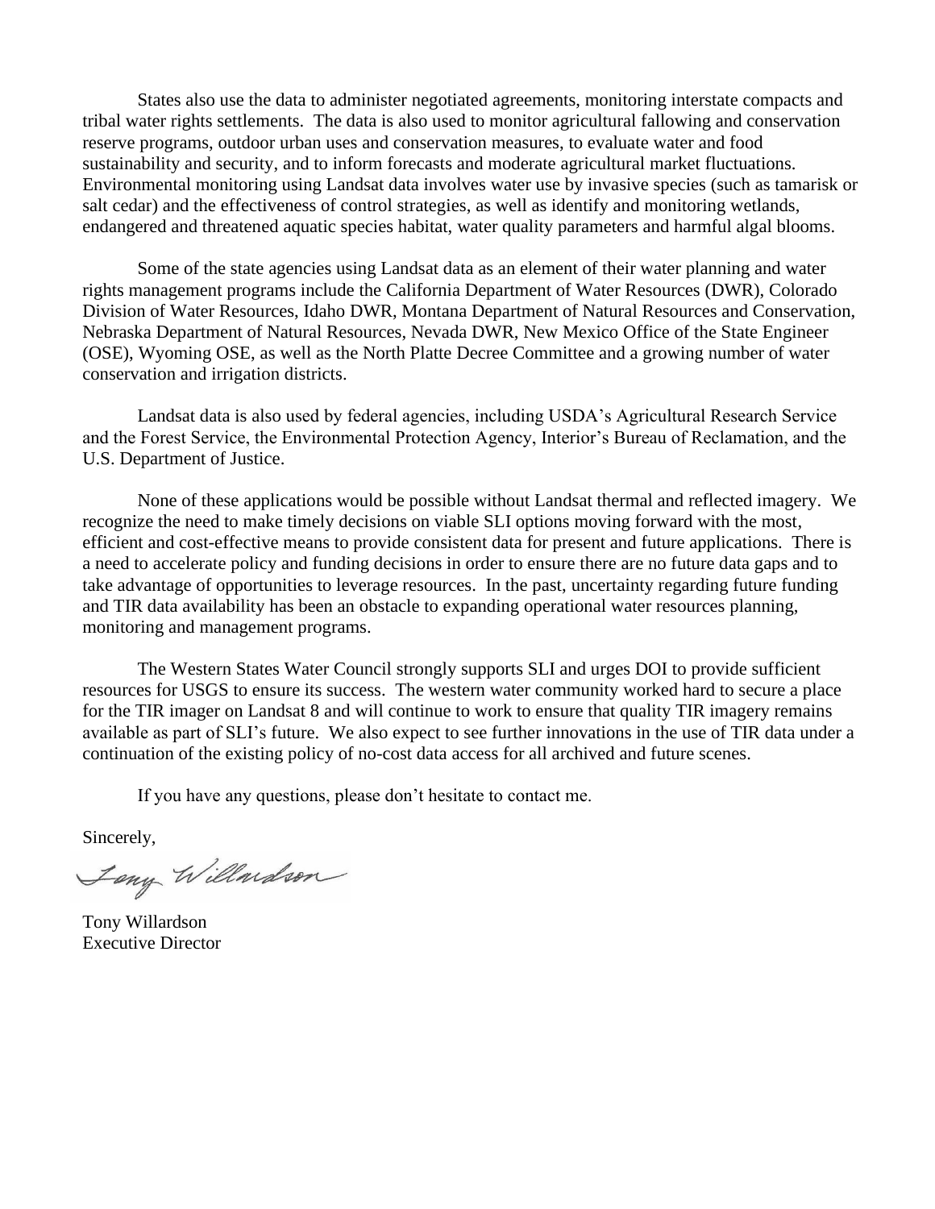States also use the data to administer negotiated agreements, monitoring interstate compacts and tribal water rights settlements. The data is also used to monitor agricultural fallowing and conservation reserve programs, outdoor urban uses and conservation measures, to evaluate water and food sustainability and security, and to inform forecasts and moderate agricultural market fluctuations. Environmental monitoring using Landsat data involves water use by invasive species (such as tamarisk or salt cedar) and the effectiveness of control strategies, as well as identify and monitoring wetlands, endangered and threatened aquatic species habitat, water quality parameters and harmful algal blooms.

Some of the state agencies using Landsat data as an element of their water planning and water rights management programs include the California Department of Water Resources (DWR), Colorado Division of Water Resources, Idaho DWR, Montana Department of Natural Resources and Conservation, Nebraska Department of Natural Resources, Nevada DWR, New Mexico Office of the State Engineer (OSE), Wyoming OSE, as well as the North Platte Decree Committee and a growing number of water conservation and irrigation districts.

Landsat data is also used by federal agencies, including USDA's Agricultural Research Service and the Forest Service, the Environmental Protection Agency, Interior's Bureau of Reclamation, and the U.S. Department of Justice.

None of these applications would be possible without Landsat thermal and reflected imagery. We recognize the need to make timely decisions on viable SLI options moving forward with the most, efficient and cost-effective means to provide consistent data for present and future applications. There is a need to accelerate policy and funding decisions in order to ensure there are no future data gaps and to take advantage of opportunities to leverage resources. In the past, uncertainty regarding future funding and TIR data availability has been an obstacle to expanding operational water resources planning, monitoring and management programs.

The Western States Water Council strongly supports SLI and urges DOI to provide sufficient resources for USGS to ensure its success. The western water community worked hard to secure a place for the TIR imager on Landsat 8 and will continue to work to ensure that quality TIR imagery remains available as part of SLI's future. We also expect to see further innovations in the use of TIR data under a continuation of the existing policy of no-cost data access for all archived and future scenes.

If you have any questions, please don't hesitate to contact me.

Sincerely,

Tony Willardson

Tony Willardson
Executive Director